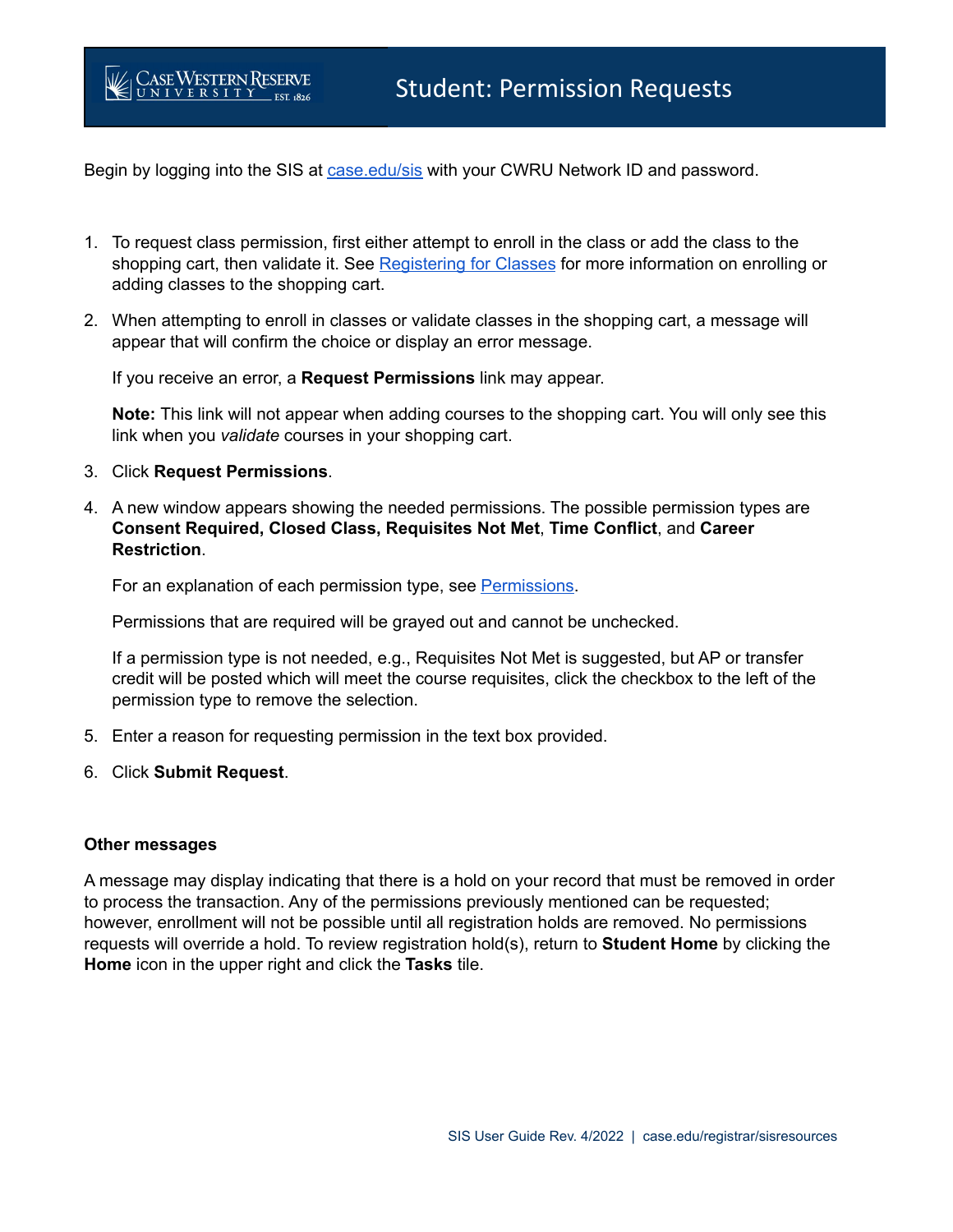# Student: Permission Requests

Begin by logging into the SIS at [case.edu/sis](case.edu/sis) with your CWRU Network ID and password.

1. To request class permission, first either attempt to enroll in the class or add the class to the shopping cart, then validate it. See [Registering for Classes]() for more information on enrolling or adding classes to the shopping cart.

2. When attempting to enroll in classes or validate classes in the shopping cart, a message will appear that will confirm the choice or display an error message.

   If you receive an error, a **Request Permissions** link may appear.

   **Note:** This link will not appear when adding courses to the shopping cart. You will only see this link when you *validate* courses in your shopping cart.

3. Click **Request Permissions**.

4. A new window appears showing the needed permissions. The possible permission types are **Consent Required, Closed Class, Requisites Not Met**, **Time Conflict**, and **Career Restriction**.

   For an explanation of each permission type, see [Permissions]().

   Permissions that are required will be grayed out and cannot be unchecked.

   If a permission type is not needed, e.g., Requisites Not Met is suggested, but AP or transfer credit will be posted which will meet the course requisites, click the checkbox to the left of the permission type to remove the selection.

5. Enter a reason for requesting permission in the text box provided.

6. Click **Submit Request**.

**Other messages**

A message may display indicating that there is a hold on your record that must be removed in order to process the transaction. Any of the permissions previously mentioned can be requested; however, enrollment will not be possible until all registration holds are removed. No permissions requests will override a hold. To review registration hold(s), return to **Student Home** by clicking the **Home** icon in the upper right and click the **Tasks** tile.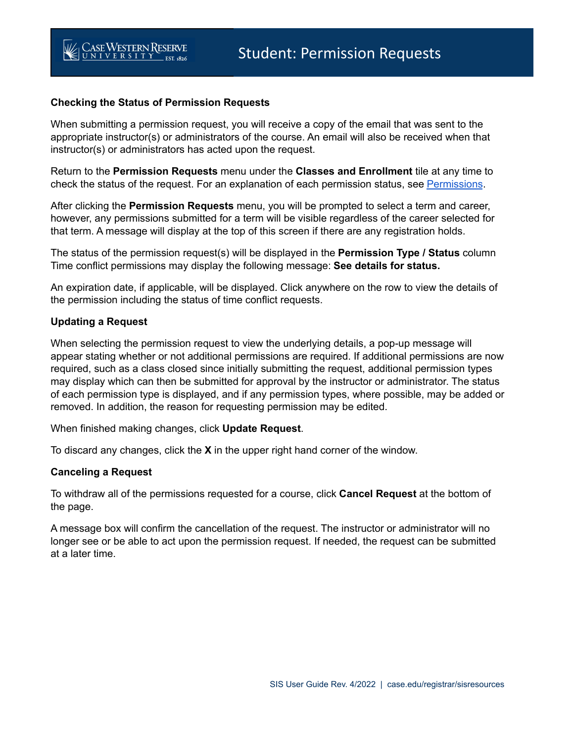### Checking the Status of Permission Requests

When submitting a permission request, you will receive a copy of the email that was sent to the appropriate instructor(s) or administrators of the course. An email will also be received when that instructor(s) or administrators has acted upon the request.

Return to the **Permission Requests** menu under the **Classes and Enrollment** tile at any time to check the status of the request. For an explanation of each permission status, see [Permissions](Permissions).

After clicking the **Permission Requests** menu, you will be prompted to select a term and career, however, any permissions submitted for a term will be visible regardless of the career selected for that term. A message will display at the top of this screen if there are any registration holds.

The status of the permission request(s) will be displayed in the **Permission Type / Status** column Time conflict permissions may display the following message: **See details for status.**

An expiration date, if applicable, will be displayed. Click anywhere on the row to view the details of the permission including the status of time conflict requests.

### Updating a Request

When selecting the permission request to view the underlying details, a pop-up message will appear stating whether or not additional permissions are required. If additional permissions are now required, such as a class closed since initially submitting the request, additional permission types may display which can then be submitted for approval by the instructor or administrator. The status of each permission type is displayed, and if any permission types, where possible, may be added or removed. In addition, the reason for requesting permission may be edited.

When finished making changes, click **Update Request**.

To discard any changes, click the **X** in the upper right hand corner of the window.

### Canceling a Request

To withdraw all of the permissions requested for a course, click **Cancel Request** at the bottom of the page.

A message box will confirm the cancellation of the request. The instructor or administrator will no longer see or be able to act upon the permission request. If needed, the request can be submitted at a later time.